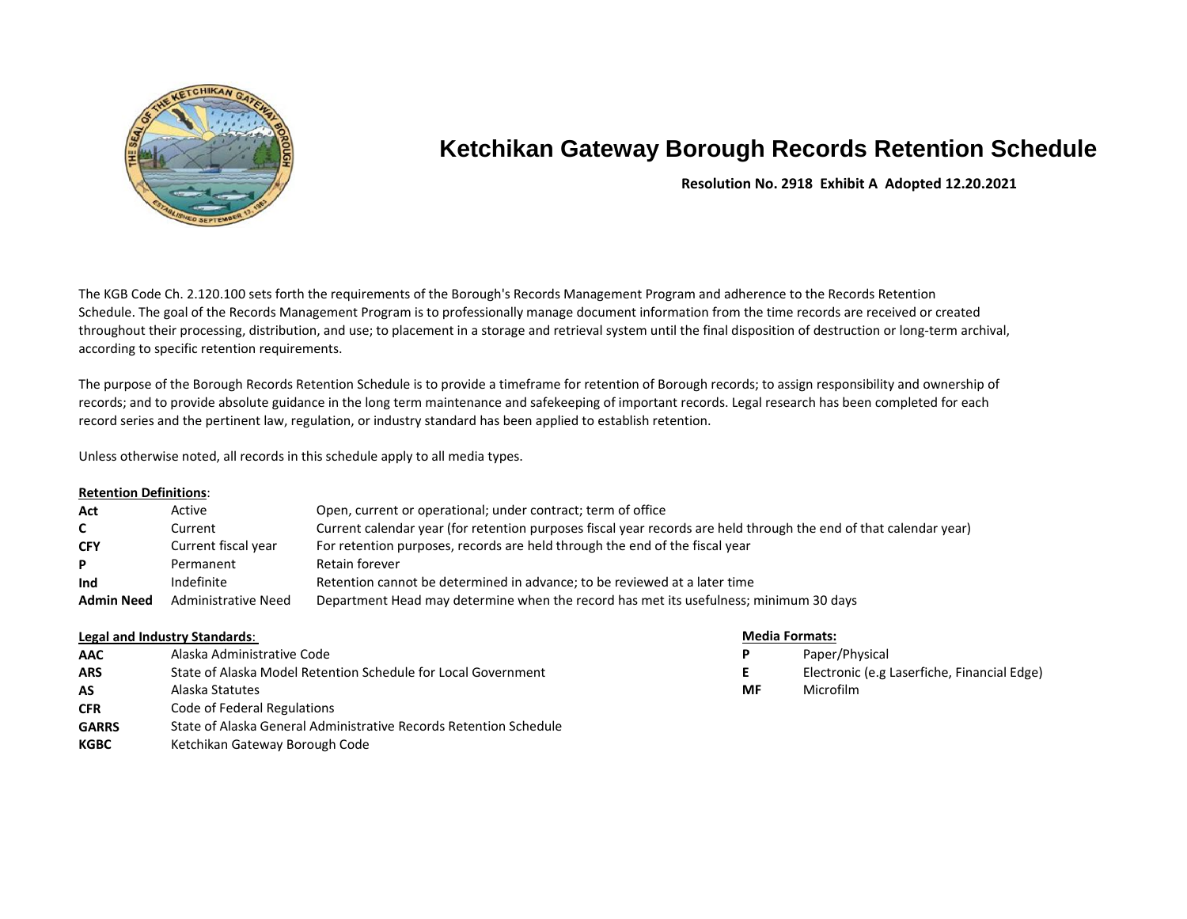# Ketchikan Gateway Borough Records Retention Schedule

**Resolution No. 2918 Exhibit A Adopted 12.20.2021**

The KGB Code Ch. 2.120.100 sets forth the requirements of the Borough's Records Management Program and adherence to the Records Retention Schedule. The goal of the Records Management Program is to professionally manage document information from the time records are received or created throughout their processing, distribution, and use; to placement in a storage and retrieval system until the final disposition of destruction or long-term archival, according to specific retention requirements.

The purpose of the Borough Records Retention Schedule is to provide a timeframe for retention of Borough records; to assign responsibility and ownership of records; and to provide absolute guidance in the long term maintenance and safekeeping of important records. Legal research has been completed for each record series and the pertinent law, regulation, or industry standard has been applied to establish retention.

Unless otherwise noted, all records in this schedule apply to all media types.

**Retention Definitions**:

| | | |
|---|---|---|
| **Act** | Active | Open, current or operational; under contract; term of office |
| **C** | Current | Current calendar year (for retention purposes fiscal year records are held through the end of that calendar year) |
| **CFY** | Current fiscal year | For retention purposes, records are held through the end of the fiscal year |
| **P** | Permanent | Retain forever |
| **Ind** | Indefinite | Retention cannot be determined in advance; to be reviewed at a later time |
| **Admin Need** | Administrative Need | Department Head may determine when the record has met its usefulness; minimum 30 days |

**Legal and Industry Standards**:

| | |
|---|---|
| **AAC** | Alaska Administrative Code |
| **ARS** | State of Alaska Model Retention Schedule for Local Government |
| **AS** | Alaska Statutes |
| **CFR** | Code of Federal Regulations |
| **GARRS** | State of Alaska General Administrative Records Retention Schedule |
| **KGBC** | Ketchikan Gateway Borough Code |

**Media Formats:**

| | |
|---|---|
| **P** | Paper/Physical |
| **E** | Electronic (e.g Laserfiche, Financial Edge) |
| **MF** | Microfilm |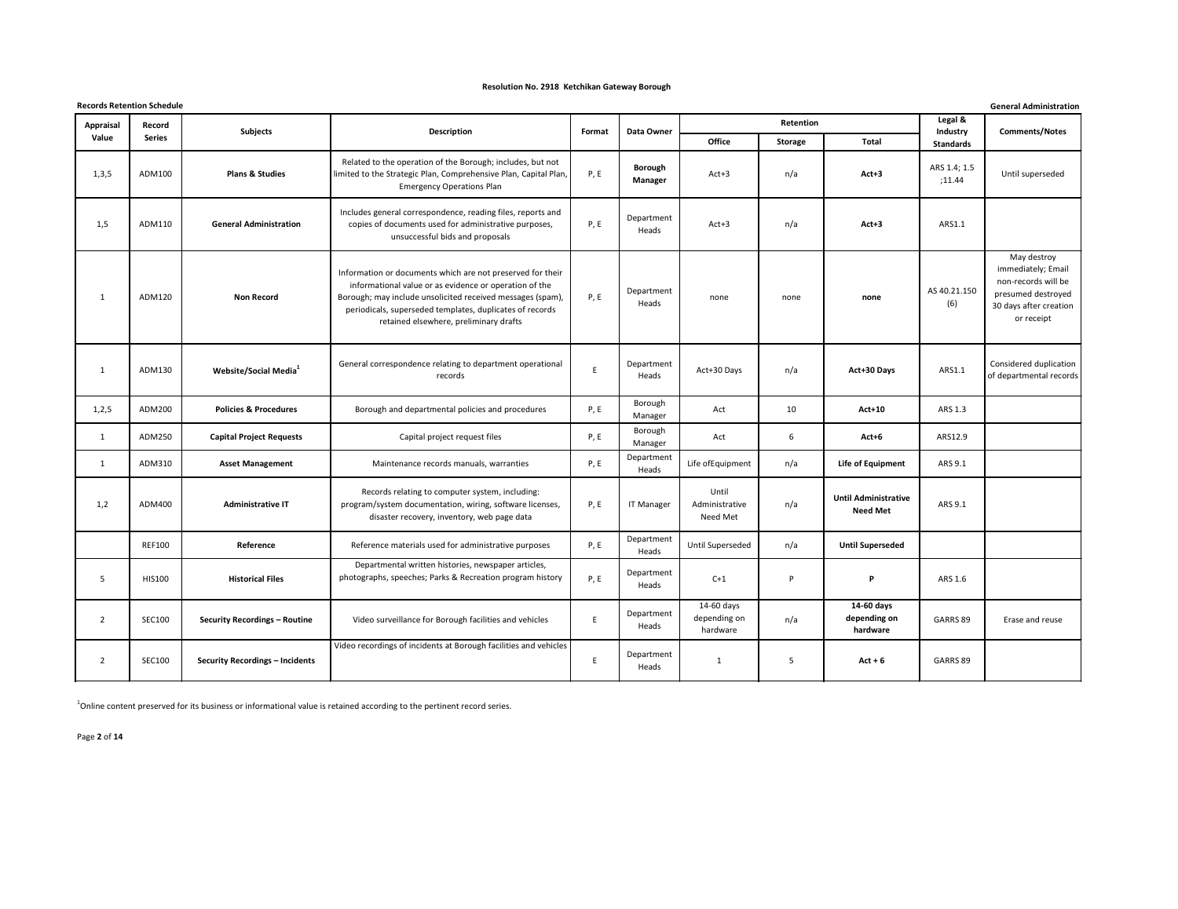**Resolution No. 2918 Ketchikan Gateway Borough**

**Records Retention Schedule** | **General Administration**

| Appraisal Value | Record Series | Subjects | Description | Format | Data Owner | Retention | | | Legal & Industry Standards | Comments/Notes |
|---|---|---|---|---|---|---|---|---|---|---|
| | | | | | | Office | Storage | Total | | |
| 1,3,5 | ADM100 | **Plans & Studies** | Related to the operation of the Borough; includes, but not limited to the Strategic Plan, Comprehensive Plan, Capital Plan, Emergency Operations Plan | P, E | **Borough Manager** | Act+3 | n/a | **Act+3** | ARS 1.4; 1.5 ;11.44 | Until superseded |
| 1,5 | ADM110 | **General Administration** | Includes general correspondence, reading files, reports and copies of documents used for administrative purposes, unsuccessful bids and proposals | P, E | Department Heads | Act+3 | n/a | **Act+3** | ARS1.1 | |
| 1 | ADM120 | **Non Record** | Information or documents which are not preserved for their informational value or as evidence or operation of the Borough; may include unsolicited received messages (spam), periodicals, superseded templates, duplicates of records retained elsewhere, preliminary drafts | P, E | Department Heads | none | none | **none** | AS 40.21.150 (6) | May destroy immediately; Email non-records will be presumed destroyed 30 days after creation or receipt |
| 1 | ADM130 | **Website/Social Media[1]** | General correspondence relating to department operational records | E | Department Heads | Act+30 Days | n/a | **Act+30 Days** | ARS1.1 | Considered duplication of departmental records |
| 1,2,5 | ADM200 | **Policies & Procedures** | Borough and departmental policies and procedures | P, E | Borough Manager | Act | 10 | **Act+10** | ARS 1.3 | |
| 1 | ADM250 | **Capital Project Requests** | Capital project request files | P, E | Borough Manager | Act | 6 | **Act+6** | ARS12.9 | |
| 1 | ADM310 | **Asset Management** | Maintenance records manuals, warranties | P, E | Department Heads | Life ofEquipment | n/a | **Life of Equipment** | ARS 9.1 | |
| 1,2 | ADM400 | **Administrative IT** | Records relating to computer system, including: program/system documentation, wiring, software licenses, disaster recovery, inventory, web page data | P, E | IT Manager | Until Administrative Need Met | n/a | **Until Administrative Need Met** | ARS 9.1 | |
| | REF100 | **Reference** | Reference materials used for administrative purposes | P, E | Department Heads | Until Superseded | n/a | **Until Superseded** | | |
| 5 | HIS100 | **Historical Files** | Departmental written histories, newspaper articles, photographs, speeches; Parks & Recreation program history | P, E | Department Heads | C+1 | P | **P** | ARS 1.6 | |
| 2 | SEC100 | **Security Recordings – Routine** | Video surveillance for Borough facilities and vehicles | E | Department Heads | 14-60 days depending on hardware | n/a | **14-60 days depending on hardware** | GARRS 89 | Erase and reuse |
| 2 | SEC100 | **Security Recordings – Incidents** | Video recordings of incidents at Borough facilities and vehicles | E | Department Heads | 1 | 5 | **Act + 6** | GARRS 89 | |

[1]Online content preserved for its business or informational value is retained according to the pertinent record series.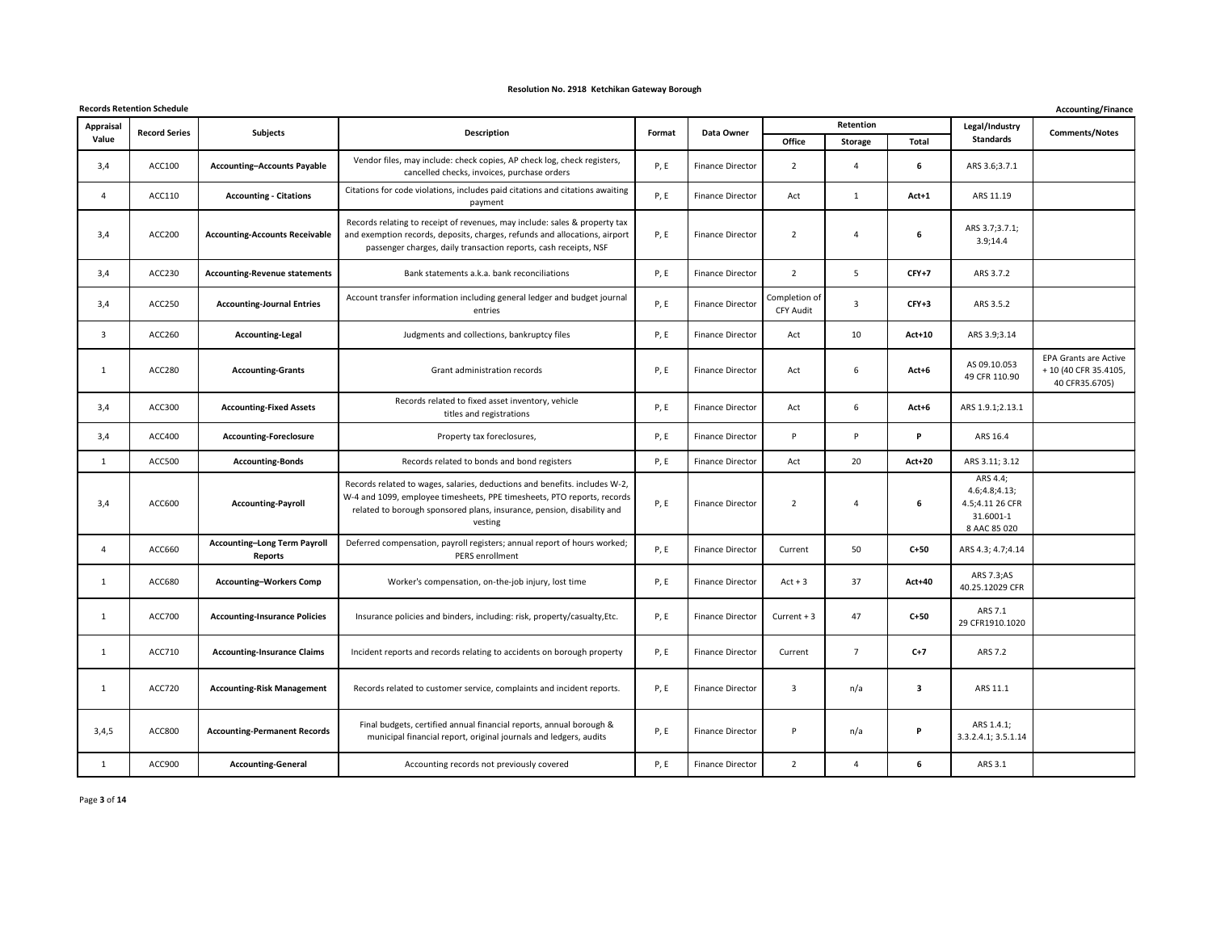# Resolution No. 2918 Ketchikan Gateway Borough

**Records Retention Schedule** | **Accounting/Finance**

| Appraisal Value | Record Series | Subjects | Description | Format | Data Owner | Retention | | | Legal/Industry Standards | Comments/Notes |
|---|---|---|---|---|---|---|---|---|---|---|
| | | | | | | Office | Storage | Total | | |
| 3,4 | ACC100 | **Accounting–Accounts Payable** | Vendor files, may include: check copies, AP check log, check registers, cancelled checks, invoices, purchase orders | P, E | Finance Director | 2 | 4 | **6** | ARS 3.6;3.7.1 | |
| 4 | ACC110 | **Accounting - Citations** | Citations for code violations, includes paid citations and citations awaiting payment | P, E | Finance Director | Act | 1 | **Act+1** | ARS 11.19 | |
| 3,4 | ACC200 | **Accounting-Accounts Receivable** | Records relating to receipt of revenues, may include: sales & property tax and exemption records, deposits, charges, refunds and allocations, airport passenger charges, daily transaction reports, cash receipts, NSF | P, E | Finance Director | 2 | 4 | **6** | ARS 3.7;3.7.1; 3.9;14.4 | |
| 3,4 | ACC230 | **Accounting-Revenue statements** | Bank statements a.k.a. bank reconciliations | P, E | Finance Director | 2 | 5 | **CFY+7** | ARS 3.7.2 | |
| 3,4 | ACC250 | **Accounting-Journal Entries** | Account transfer information including general ledger and budget journal entries | P, E | Finance Director | Completion of CFY Audit | 3 | **CFY+3** | ARS 3.5.2 | |
| 3 | ACC260 | **Accounting-Legal** | Judgments and collections, bankruptcy files | P, E | Finance Director | Act | 10 | **Act+10** | ARS 3.9;3.14 | |
| 1 | ACC280 | **Accounting-Grants** | Grant administration records | P, E | Finance Director | Act | 6 | **Act+6** | AS 09.10.053 49 CFR 110.90 | EPA Grants are Active + 10 (40 CFR 35.4105, 40 CFR35.6705) |
| 3,4 | ACC300 | **Accounting-Fixed Assets** | Records related to fixed asset inventory, vehicle titles and registrations | P, E | Finance Director | Act | 6 | **Act+6** | ARS 1.9.1;2.13.1 | |
| 3,4 | ACC400 | **Accounting-Foreclosure** | Property tax foreclosures, | P, E | Finance Director | P | P | **P** | ARS 16.4 | |
| 1 | ACC500 | **Accounting-Bonds** | Records related to bonds and bond registers | P, E | Finance Director | Act | 20 | **Act+20** | ARS 3.11; 3.12 | |
| 3,4 | ACC600 | **Accounting-Payroll** | Records related to wages, salaries, deductions and benefits. includes W-2, W-4 and 1099, employee timesheets, PPE timesheets, PTO reports, records related to borough sponsored plans, insurance, pension, disability and vesting | P, E | Finance Director | 2 | 4 | **6** | ARS 4.4; 4.6;4.8;4.13; 4.5;4.11 26 CFR 31.6001-1 8 AAC 85 020 | |
| 4 | ACC660 | **Accounting–Long Term Payroll Reports** | Deferred compensation, payroll registers; annual report of hours worked; PERS enrollment | P, E | Finance Director | Current | 50 | **C+50** | ARS 4.3; 4.7;4.14 | |
| 1 | ACC680 | **Accounting–Workers Comp** | Worker's compensation, on-the-job injury, lost time | P, E | Finance Director | Act + 3 | 37 | **Act+40** | ARS 7.3;AS 40.25.12029 CFR | |
| 1 | ACC700 | **Accounting-Insurance Policies** | Insurance policies and binders, including: risk, property/casualty,Etc. | P, E | Finance Director | Current + 3 | 47 | **C+50** | ARS 7.1 29 CFR1910.1020 | |
| 1 | ACC710 | **Accounting-Insurance Claims** | Incident reports and records relating to accidents on borough property | P, E | Finance Director | Current | 7 | **C+7** | ARS 7.2 | |
| 1 | ACC720 | **Accounting-Risk Management** | Records related to customer service, complaints and incident reports. | P, E | Finance Director | 3 | n/a | **3** | ARS 11.1 | |
| 3,4,5 | ACC800 | **Accounting-Permanent Records** | Final budgets, certified annual financial reports, annual borough & municipal financial report, original journals and ledgers, audits | P, E | Finance Director | P | n/a | **P** | ARS 1.4.1; 3.3.2.4.1; 3.5.1.14 | |
| 1 | ACC900 | **Accounting-General** | Accounting records not previously covered | P, E | Finance Director | 2 | 4 | **6** | ARS 3.1 | |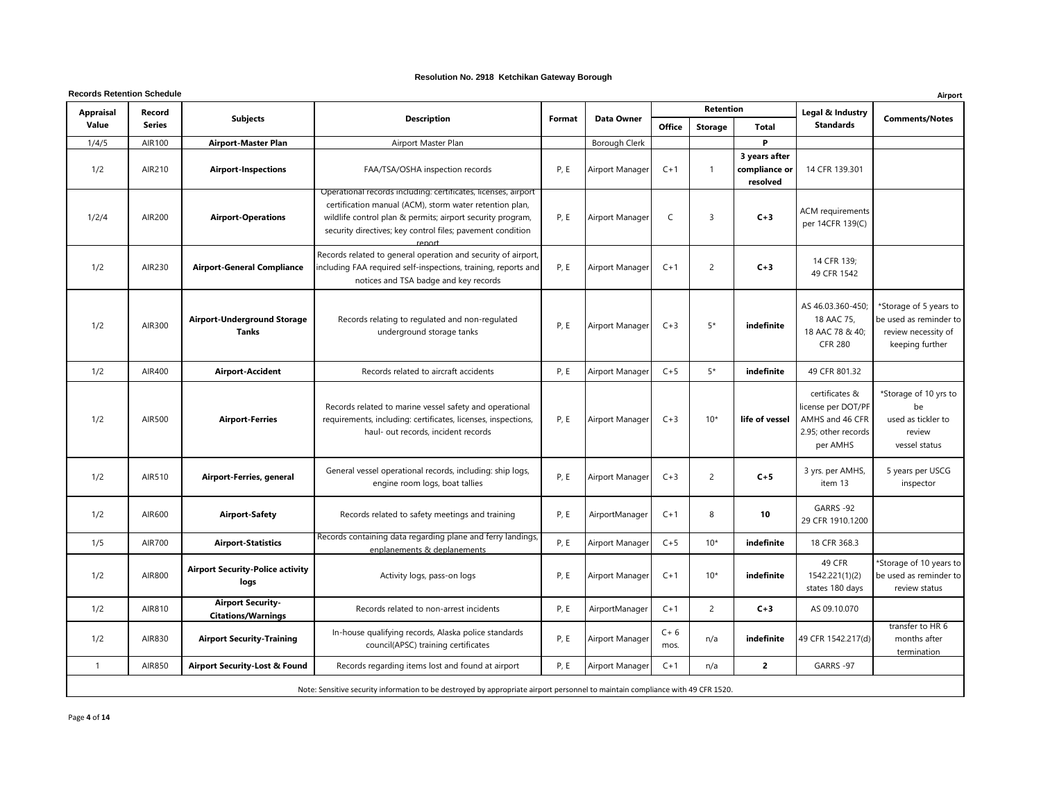**Resolution No. 2918 Ketchikan Gateway Borough**

**Records Retention Schedule** | **Airport**

| Appraisal Value | Record Series | Subjects | Description | Format | Data Owner | Retention | | | Legal & Industry Standards | Comments/Notes |
|---|---|---|---|---|---|---|---|---|---|---|
| | | | | | | Office | Storage | Total | | |
| 1/4/5 | AIR100 | **Airport-Master Plan** | Airport Master Plan | | Borough Clerk | | | **P** | | |
| 1/2 | AIR210 | **Airport-Inspections** | FAA/TSA/OSHA inspection records | P, E | Airport Manager | C+1 | 1 | **3 years after compliance or resolved** | 14 CFR 139.301 | |
| 1/2/4 | AIR200 | **Airport-Operations** | Operational records including: certificates, licenses, airport certification manual (ACM), storm water retention plan, wildlife control plan & permits; airport security program, security directives; key control files; pavement condition report | P, E | Airport Manager | C | 3 | **C+3** | ACM requirements per 14CFR 139(C) | |
| 1/2 | AIR230 | **Airport-General Compliance** | Records related to general operation and security of airport, including FAA required self-inspections, training, reports and notices and TSA badge and key records | P, E | Airport Manager | C+1 | 2 | **C+3** | 14 CFR 139; 49 CFR 1542 | |
| 1/2 | AIR300 | **Airport-Underground Storage Tanks** | Records relating to regulated and non-regulated underground storage tanks | P, E | Airport Manager | C+3 | 5* | **indefinite** | AS 46.03.360-450; 18 AAC 75, 18 AAC 78 & 40; CFR 280 | *Storage of 5 years to be used as reminder to review necessity of keeping further |
| 1/2 | AIR400 | **Airport-Accident** | Records related to aircraft accidents | P, E | Airport Manager | C+5 | 5* | **indefinite** | 49 CFR 801.32 | |
| 1/2 | AIR500 | **Airport-Ferries** | Records related to marine vessel safety and operational requirements, including: certificates, licenses, inspections, haul- out records, incident records | P, E | Airport Manager | C+3 | 10* | **life of vessel** | certificates & license per DOT/PF AMHS and 46 CFR 2.95; other records per AMHS | *Storage of 10 yrs to be used as tickler to review vessel status |
| 1/2 | AIR510 | **Airport-Ferries, general** | General vessel operational records, including: ship logs, engine room logs, boat tallies | P, E | Airport Manager | C+3 | 2 | **C+5** | 3 yrs. per AMHS, item 13 | 5 years per USCG inspector |
| 1/2 | AIR600 | **Airport-Safety** | Records related to safety meetings and training | P, E | AirportManager | C+1 | 8 | **10** | GARRS -92 29 CFR 1910.1200 | |
| 1/5 | AIR700 | **Airport-Statistics** | Records containing data regarding plane and ferry landings, enplanements & deplanements | P, E | Airport Manager | C+5 | 10* | **indefinite** | 18 CFR 368.3 | |
| 1/2 | AIR800 | **Airport Security-Police activity logs** | Activity logs, pass-on logs | P, E | Airport Manager | C+1 | 10* | **indefinite** | 49 CFR 1542.221(1)(2) states 180 days | *Storage of 10 years to be used as reminder to review status |
| 1/2 | AIR810 | **Airport Security-Citations/Warnings** | Records related to non-arrest incidents | P, E | AirportManager | C+1 | 2 | **C+3** | AS 09.10.070 | |
| 1/2 | AIR830 | **Airport Security-Training** | In-house qualifying records, Alaska police standards council(APSC) training certificates | P, E | Airport Manager | C+ 6 mos. | n/a | **indefinite** | 49 CFR 1542.217(d) | transfer to HR 6 months after termination |
| 1 | AIR850 | **Airport Security-Lost & Found** | Records regarding items lost and found at airport | P, E | Airport Manager | C+1 | n/a | **2** | GARRS -97 | |

Note: Sensitive security information to be destroyed by appropriate airport personnel to maintain compliance with 49 CFR 1520.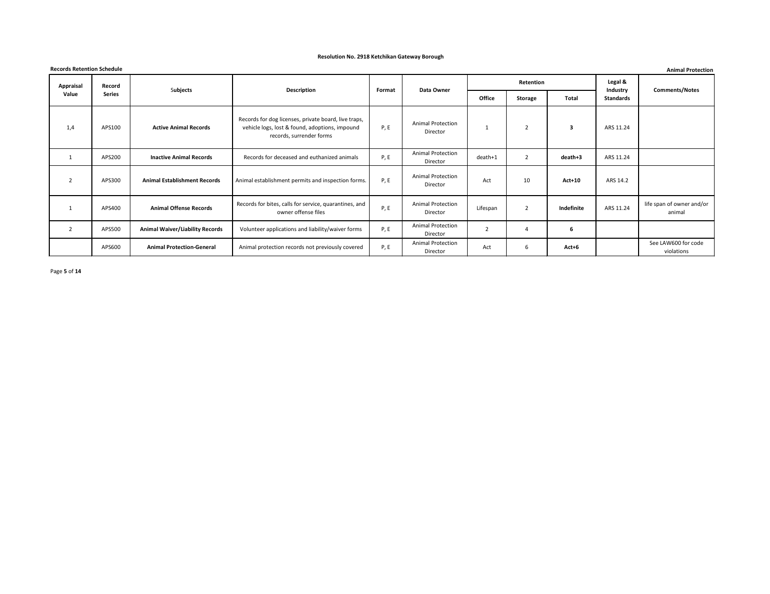**Resolution No. 2918 Ketchikan Gateway Borough**

**Records Retention Schedule**

**Animal Protection**

| Appraisal Value | Record Series | Subjects | Description | Format | Data Owner | Retention | | | Legal & Industry Standards | Comments/Notes |
|---|---|---|---|---|---|---|---|---|---|---|
| | | | | | | Office | Storage | Total | | |
| 1,4 | APS100 | **Active Animal Records** | Records for dog licenses, private board, live traps, vehicle logs, lost & found, adoptions, impound records, surrender forms | P, E | Animal Protection Director | 1 | 2 | **3** | ARS 11.24 | |
| 1 | APS200 | **Inactive Animal Records** | Records for deceased and euthanized animals | P, E | Animal Protection Director | death+1 | 2 | **death+3** | ARS 11.24 | |
| 2 | APS300 | **Animal Establishment Records** | Animal establishment permits and inspection forms. | P, E | Animal Protection Director | Act | 10 | **Act+10** | ARS 14.2 | |
| 1 | APS400 | **Animal Offense Records** | Records for bites, calls for service, quarantines, and owner offense files | P, E | Animal Protection Director | Lifespan | 2 | **Indefinite** | ARS 11.24 | life span of owner and/or animal |
| 2 | APS500 | **Animal Waiver/Liability Records** | Volunteer applications and liability/waiver forms | P, E | Animal Protection Director | 2 | 4 | **6** | | |
| | APS600 | **Animal Protection-General** | Animal protection records not previously covered | P, E | Animal Protection Director | Act | 6 | **Act+6** | | See LAW600 for code violations |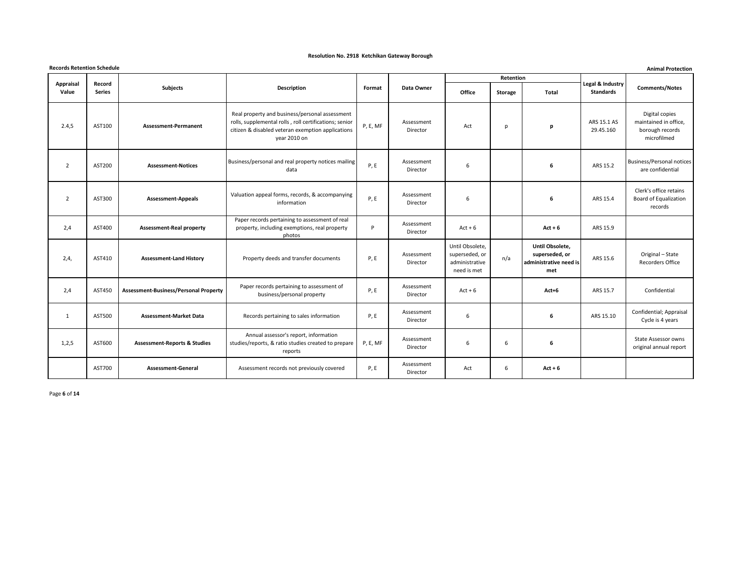**Resolution No. 2918 Ketchikan Gateway Borough**

**Records Retention Schedule** **Animal Protection**

| Appraisal Value | Record Series | Subjects | Description | Format | Data Owner | Retention | | | Legal & Industry Standards | Comments/Notes |
|---|---|---|---|---|---|---|---|---|---|---|
| | | | | | | Office | Storage | Total | | |
| 2.4,5 | AST100 | **Assessment-Permanent** | Real property and business/personal assessment rolls, supplemental rolls , roll certifications; senior citizen & disabled veteran exemption applications year 2010 on | P, E, MF | Assessment Director | Act | p | **p** | ARS 15.1 AS 29.45.160 | Digital copies maintained in office, borough records microfilmed |
| 2 | AST200 | **Assessment-Notices** | Business/personal and real property notices mailing data | P, E | Assessment Director | 6 | | **6** | ARS 15.2 | Business/Personal notices are confidential |
| 2 | AST300 | **Assessment-Appeals** | Valuation appeal forms, records, & accompanying information | P, E | Assessment Director | 6 | | **6** | ARS 15.4 | Clerk's office retains Board of Equalization records |
| 2,4 | AST400 | **Assessment-Real property** | Paper records pertaining to assessment of real property, including exemptions, real property photos | P | Assessment Director | Act + 6 | | **Act + 6** | ARS 15.9 | |
| 2,4, | AST410 | **Assessment-Land History** | Property deeds and transfer documents | P, E | Assessment Director | Until Obsolete, superseded, or administrative need is met | n/a | **Until Obsolete, superseded, or administrative need is met** | ARS 15.6 | Original – State Recorders Office |
| 2,4 | AST450 | **Assessment-Business/Personal Property** | Paper records pertaining to assessment of business/personal property | P, E | Assessment Director | Act + 6 | | **Act+6** | ARS 15.7 | Confidential |
| 1 | AST500 | **Assessment-Market Data** | Records pertaining to sales information | P, E | Assessment Director | 6 | | **6** | ARS 15.10 | Confidential; Appraisal Cycle is 4 years |
| 1,2,5 | AST600 | **Assessment-Reports & Studies** | Annual assessor's report, information studies/reports, & ratio studies created to prepare reports | P, E, MF | Assessment Director | 6 | 6 | **6** | | State Assessor owns original annual report |
| | AST700 | **Assessment-General** | Assessment records not previously covered | P, E | Assessment Director | Act | 6 | **Act + 6** | | |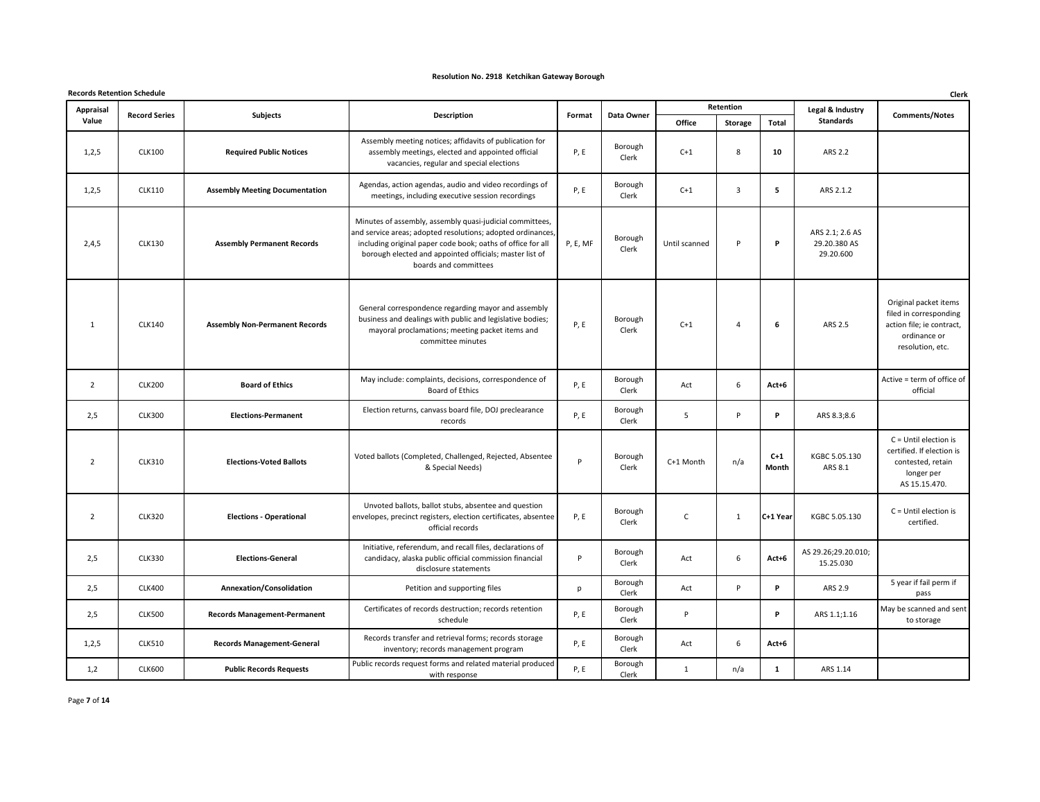**Resolution No. 2918 Ketchikan Gateway Borough**

**Records Retention Schedule** **Clerk**

| Appraisal Value | Record Series | Subjects | Description | Format | Data Owner | Retention | | | Legal & Industry Standards | Comments/Notes |
|---|---|---|---|---|---|---|---|---|---|---|
| | | | | | | Office | Storage | Total | | |
| 1,2,5 | CLK100 | **Required Public Notices** | Assembly meeting notices; affidavits of publication for assembly meetings, elected and appointed official vacancies, regular and special elections | P, E | Borough Clerk | C+1 | 8 | **10** | ARS 2.2 | |
| 1,2,5 | CLK110 | **Assembly Meeting Documentation** | Agendas, action agendas, audio and video recordings of meetings, including executive session recordings | P, E | Borough Clerk | C+1 | 3 | **5** | ARS 2.1.2 | |
| 2,4,5 | CLK130 | **Assembly Permanent Records** | Minutes of assembly, assembly quasi-judicial committees, and service areas; adopted resolutions; adopted ordinances, including original paper code book; oaths of office for all borough elected and appointed officials; master list of boards and committees | P, E, MF | Borough Clerk | Until scanned | P | **P** | ARS 2.1; 2.6 AS 29.20.380 AS 29.20.600 | |
| 1 | CLK140 | **Assembly Non-Permanent Records** | General correspondence regarding mayor and assembly business and dealings with public and legislative bodies; mayoral proclamations; meeting packet items and committee minutes | P, E | Borough Clerk | C+1 | 4 | **6** | ARS 2.5 | Original packet items filed in corresponding action file; ie contract, ordinance or resolution, etc. |
| 2 | CLK200 | **Board of Ethics** | May include: complaints, decisions, correspondence of Board of Ethics | P, E | Borough Clerk | Act | 6 | **Act+6** | | Active = term of office of official |
| 2,5 | CLK300 | **Elections-Permanent** | Election returns, canvass board file, DOJ preclearance records | P, E | Borough Clerk | 5 | P | **P** | ARS 8.3;8.6 | |
| 2 | CLK310 | **Elections-Voted Ballots** | Voted ballots (Completed, Challenged, Rejected, Absentee & Special Needs) | P | Borough Clerk | C+1 Month | n/a | **C+1 Month** | KGBC 5.05.130 ARS 8.1 | C = Until election is certified. If election is contested, retain longer per AS 15.15.470. |
| 2 | CLK320 | **Elections - Operational** | Unvoted ballots, ballot stubs, absentee and question envelopes, precinct registers, election certificates, absentee official records | P, E | Borough Clerk | C | 1 | **C+1 Year** | KGBC 5.05.130 | C = Until election is certified. |
| 2,5 | CLK330 | **Elections-General** | Initiative, referendum, and recall files, declarations of candidacy, alaska public official commission financial disclosure statements | P | Borough Clerk | Act | 6 | **Act+6** | AS 29.26;29.20.010; 15.25.030 | |
| 2,5 | CLK400 | **Annexation/Consolidation** | Petition and supporting files | p | Borough Clerk | Act | P | **P** | ARS 2.9 | 5 year if fail perm if pass |
| 2,5 | CLK500 | **Records Management-Permanent** | Certificates of records destruction; records retention schedule | P, E | Borough Clerk | P | | **P** | ARS 1.1;1.16 | May be scanned and sent to storage |
| 1,2,5 | CLK510 | **Records Management-General** | Records transfer and retrieval forms; records storage inventory; records management program | P, E | Borough Clerk | Act | 6 | **Act+6** | | |
| 1,2 | CLK600 | **Public Records Requests** | Public records request forms and related material produced with response | P, E | Borough Clerk | 1 | n/a | **1** | ARS 1.14 | |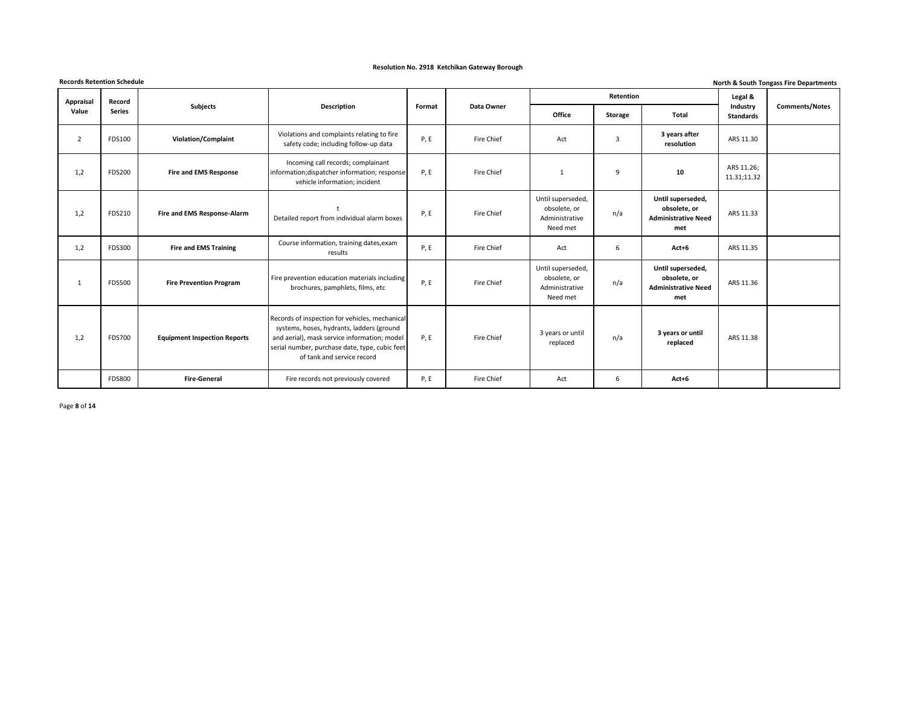**Resolution No. 2918 Ketchikan Gateway Borough**

**Records Retention Schedule**

**North & South Tongass Fire Departments**

| Appraisal Value | Record Series | Subjects | Description | Format | Data Owner | Retention | | | Legal & Industry Standards | Comments/Notes |
|---|---|---|---|---|---|---|---|---|---|---|
| | | | | | | Office | Storage | Total | | |
| 2 | FDS100 | **Violation/Complaint** | Violations and complaints relating to fire safety code; including follow-up data | P, E | Fire Chief | Act | 3 | **3 years after resolution** | ARS 11.30 | |
| 1,2 | FDS200 | **Fire and EMS Response** | Incoming call records; complainant information;dispatcher information; response vehicle information; incident | P, E | Fire Chief | 1 | 9 | **10** | ARS 11.26; 11.31;11.32 | |
| 1,2 | FDS210 | **Fire and EMS Response-Alarm** | t Detailed report from individual alarm boxes | P, E | Fire Chief | Until superseded, obsolete, or Administrative Need met | n/a | **Until superseded, obsolete, or Administrative Need met** | ARS 11.33 | |
| 1,2 | FDS300 | **Fire and EMS Training** | Course information, training dates,exam results | P, E | Fire Chief | Act | 6 | **Act+6** | ARS 11.35 | |
| 1 | FDS500 | **Fire Prevention Program** | Fire prevention education materials including brochures, pamphlets, films, etc | P, E | Fire Chief | Until superseded, obsolete, or Administrative Need met | n/a | **Until superseded, obsolete, or Administrative Need met** | ARS 11.36 | |
| 1,2 | FDS700 | **Equipment Inspection Reports** | Records of inspection for vehicles, mechanical systems, hoses, hydrants, ladders (ground and aerial), mask service information; model serial number, purchase date, type, cubic feet of tank and service record | P, E | Fire Chief | 3 years or until replaced | n/a | **3 years or until replaced** | ARS 11.38 | |
| | FDS800 | **Fire-General** | Fire records not previously covered | P, E | Fire Chief | Act | 6 | **Act+6** | | |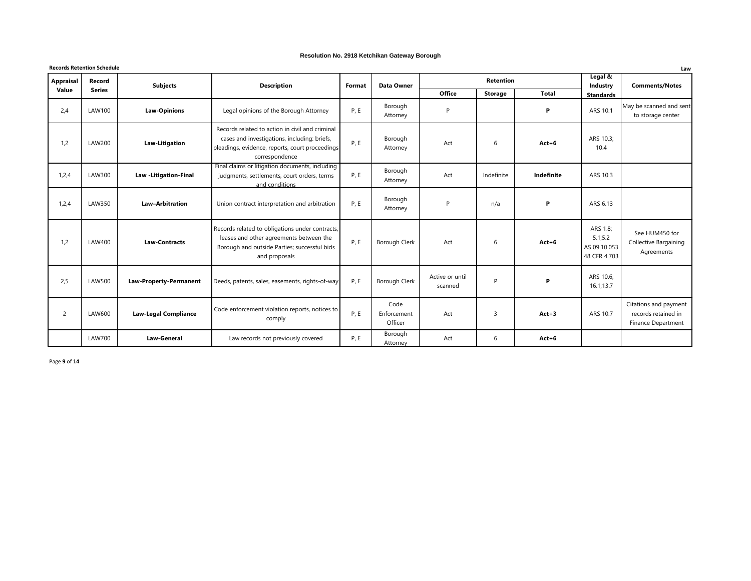Resolution No. 2918 Ketchikan Gateway Borough

**Records Retention Schedule**

**Law**

| Appraisal Value | Record Series | Subjects | Description | Format | Data Owner | Retention | | | Legal & Industry Standards | Comments/Notes |
|---|---|---|---|---|---|---|---|---|---|---|
| | | | | | | Office | Storage | Total | | |
| 2,4 | LAW100 | **Law-Opinions** | Legal opinions of the Borough Attorney | P, E | Borough Attorney | P | | **P** | ARS 10.1 | May be scanned and sent to storage center |
| 1,2 | LAW200 | **Law-Litigation** | Records related to action in civil and criminal cases and investigations, including: briefs, pleadings, evidence, reports, court proceedings correspondence | P, E | Borough Attorney | Act | 6 | **Act+6** | ARS 10.3; 10.4 | |
| 1,2,4 | LAW300 | **Law -Litigation-Final** | Final claims or litigation documents, including judgments, settlements, court orders, terms and conditions | P, E | Borough Attorney | Act | Indefinite | **Indefinite** | ARS 10.3 | |
| 1,2,4 | LAW350 | **Law–Arbitration** | Union contract interpretation and arbitration | P, E | Borough Attorney | P | n/a | **P** | ARS 6.13 | |
| 1,2 | LAW400 | **Law-Contracts** | Records related to obligations under contracts, leases and other agreements between the Borough and outside Parties; successful bids and proposals | P, E | Borough Clerk | Act | 6 | **Act+6** | ARS 1.8; 5.1;5.2 AS 09.10.053 48 CFR 4.703 | See HUM450 for Collective Bargaining Agreements |
| 2,5 | LAW500 | **Law-Property-Permanent** | Deeds, patents, sales, easements, rights-of-way | P, E | Borough Clerk | Active or until scanned | P | **P** | ARS 10.6; 16.1;13.7 | |
| 2 | LAW600 | **Law-Legal Compliance** | Code enforcement violation reports, notices to comply | P, E | Code Enforcement Officer | Act | 3 | **Act+3** | ARS 10.7 | Citations and payment records retained in Finance Department |
| | LAW700 | **Law-General** | Law records not previously covered | P, E | Borough Attorney | Act | 6 | **Act+6** | | |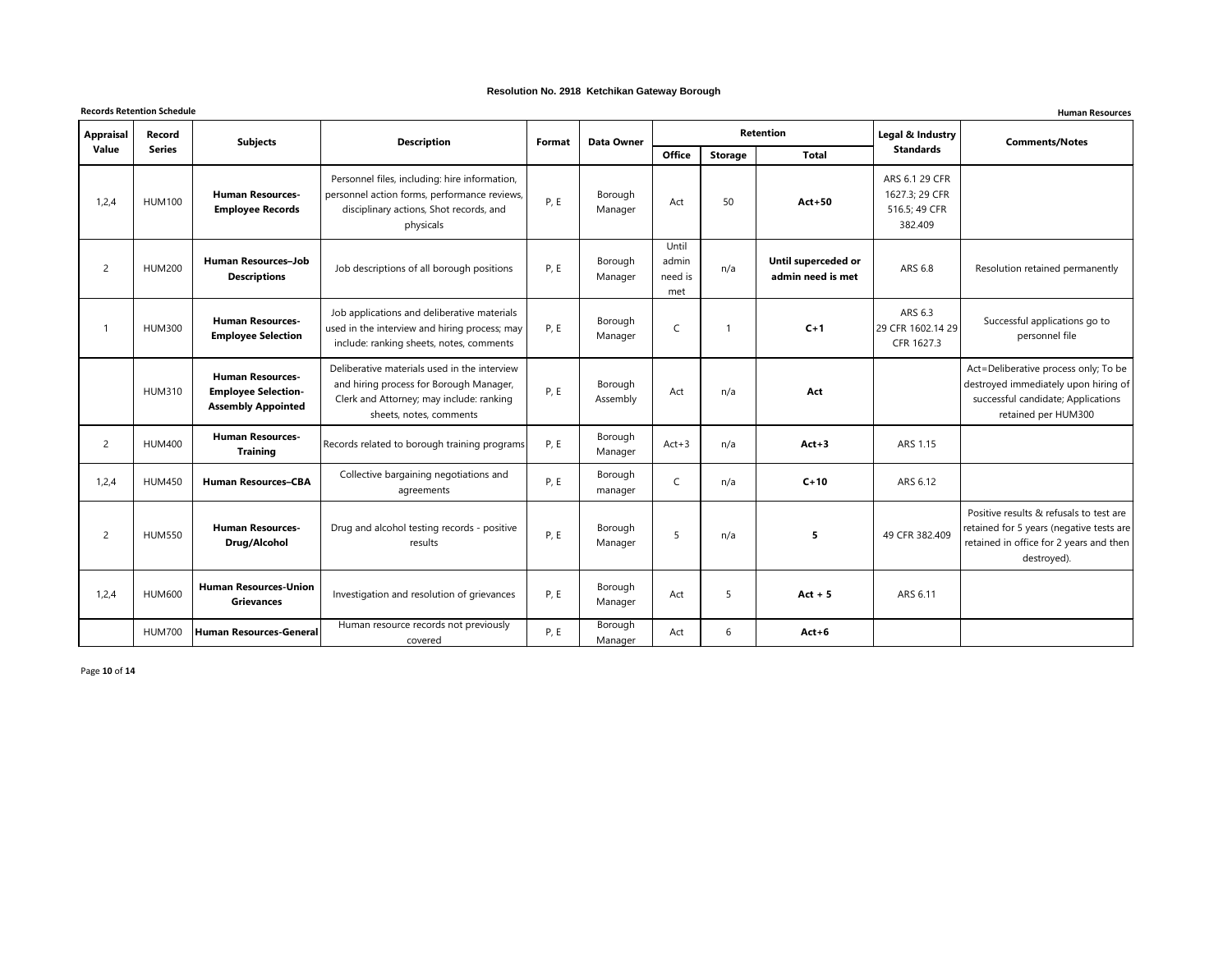Resolution No. 2918 Ketchikan Gateway Borough

**Records Retention Schedule** | **Human Resources**

| Appraisal Value | Record Series | Subjects | Description | Format | Data Owner | Retention | | | Legal & Industry Standards | Comments/Notes |
|---|---|---|---|---|---|---|---|---|---|---|
| | | | | | | Office | Storage | Total | | |
| 1,2,4 | HUM100 | **Human Resources-Employee Records** | Personnel files, including: hire information, personnel action forms, performance reviews, disciplinary actions, Shot records, and physicals | P, E | Borough Manager | Act | 50 | **Act+50** | ARS 6.1 29 CFR 1627.3; 29 CFR 516.5; 49 CFR 382.409 | |
| 2 | HUM200 | **Human Resources–Job Descriptions** | Job descriptions of all borough positions | P, E | Borough Manager | Until admin need is met | n/a | **Until superceded or admin need is met** | ARS 6.8 | Resolution retained permanently |
| 1 | HUM300 | **Human Resources-Employee Selection** | Job applications and deliberative materials used in the interview and hiring process; may include: ranking sheets, notes, comments | P, E | Borough Manager | C | 1 | **C+1** | ARS 6.3 29 CFR 1602.14 29 CFR 1627.3 | Successful applications go to personnel file |
| | HUM310 | **Human Resources-Employee Selection-Assembly Appointed** | Deliberative materials used in the interview and hiring process for Borough Manager, Clerk and Attorney; may include: ranking sheets, notes, comments | P, E | Borough Assembly | Act | n/a | **Act** | | Act=Deliberative process only; To be destroyed immediately upon hiring of successful candidate; Applications retained per HUM300 |
| 2 | HUM400 | **Human Resources-Training** | Records related to borough training programs | P, E | Borough Manager | Act+3 | n/a | **Act+3** | ARS 1.15 | |
| 1,2,4 | HUM450 | **Human Resources–CBA** | Collective bargaining negotiations and agreements | P, E | Borough manager | C | n/a | **C+10** | ARS 6.12 | |
| 2 | HUM550 | **Human Resources-Drug/Alcohol** | Drug and alcohol testing records - positive results | P, E | Borough Manager | 5 | n/a | **5** | 49 CFR 382.409 | Positive results & refusals to test are retained for 5 years (negative tests are retained in office for 2 years and then destroyed). |
| 1,2,4 | HUM600 | **Human Resources-Union Grievances** | Investigation and resolution of grievances | P, E | Borough Manager | Act | 5 | **Act + 5** | ARS 6.11 | |
| | HUM700 | **Human Resources-General** | Human resource records not previously covered | P, E | Borough Manager | Act | 6 | **Act+6** | | |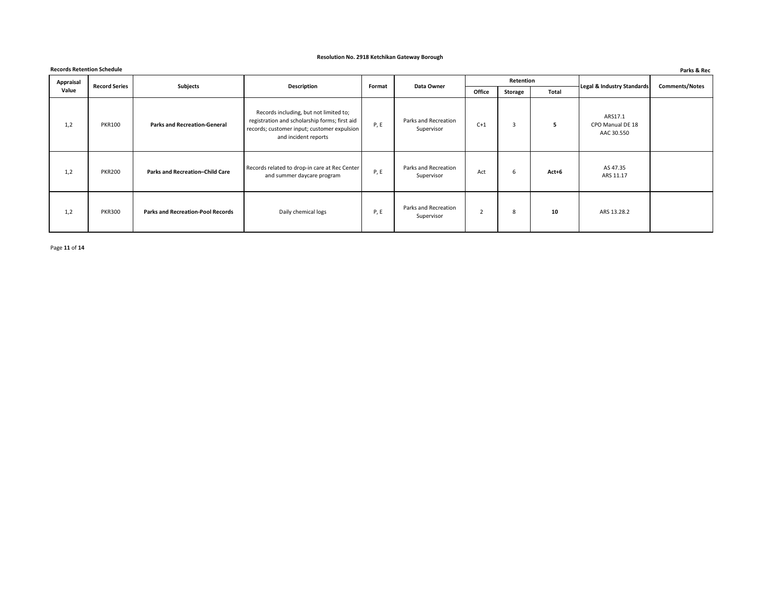**Resolution No. 2918 Ketchikan Gateway Borough**

**Records Retention Schedule**

**Parks & Rec**

| Appraisal Value | Record Series | Subjects | Description | Format | Data Owner | Retention | | | Legal & Industry Standards | Comments/Notes |
|---|---|---|---|---|---|---|---|---|---|---|
| | | | | | | Office | Storage | Total | | |
| 1,2 | PKR100 | **Parks and Recreation-General** | Records including, but not limited to; registration and scholarship forms; first aid records; customer input; customer expulsion and incident reports | P, E | Parks and Recreation Supervisor | C+1 | 3 | **5** | ARS17.1 CPO Manual DE 18 AAC 30.550 | |
| 1,2 | PKR200 | **Parks and Recreation–Child Care** | Records related to drop-in care at Rec Center and summer daycare program | P, E | Parks and Recreation Supervisor | Act | 6 | **Act+6** | AS 47.35 ARS 11.17 | |
| 1,2 | PKR300 | **Parks and Recreation-Pool Records** | Daily chemical logs | P, E | Parks and Recreation Supervisor | 2 | 8 | **10** | ARS 13.28.2 | |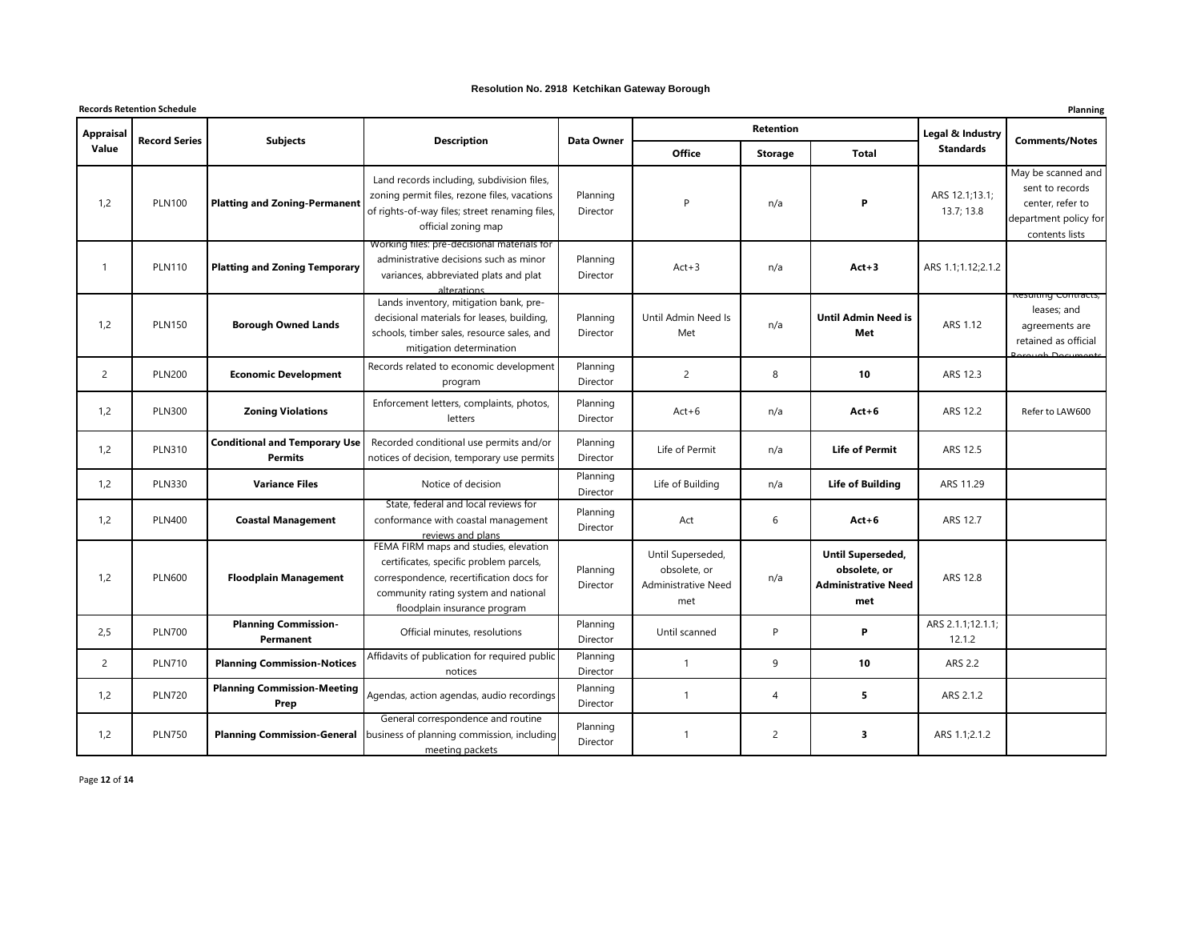**Resolution No. 2918 Ketchikan Gateway Borough**

**Records Retention Schedule** — **Planning**

| Appraisal Value | Record Series | Subjects | Description | Data Owner | Retention | | | Legal & Industry Standards | Comments/Notes |
|---|---|---|---|---|---|---|---|---|---|
| | | | | | Office | Storage | Total | | |
| 1,2 | PLN100 | **Platting and Zoning-Permanent** | Land records including, subdivision files, zoning permit files, rezone files, vacations of rights-of-way files; street renaming files, official zoning map | Planning Director | P | n/a | **P** | ARS 12.1;13.1; 13.7; 13.8 | May be scanned and sent to records center, refer to department policy for contents lists |
| 1 | PLN110 | **Platting and Zoning Temporary** | Working files: pre-decisional materials for administrative decisions such as minor variances, abbreviated plats and plat alterations | Planning Director | Act+3 | n/a | **Act+3** | ARS 1.1;1.12;2.1.2 | |
| 1,2 | PLN150 | **Borough Owned Lands** | Lands inventory, mitigation bank, pre-decisional materials for leases, building, schools, timber sales, resource sales, and mitigation determination | Planning Director | Until Admin Need Is Met | n/a | **Until Admin Need is Met** | ARS 1.12 | Resulting Contracts, leases; and agreements are retained as official Borough Documents |
| 2 | PLN200 | **Economic Development** | Records related to economic development program | Planning Director | 2 | 8 | **10** | ARS 12.3 | |
| 1,2 | PLN300 | **Zoning Violations** | Enforcement letters, complaints, photos, letters | Planning Director | Act+6 | n/a | **Act+6** | ARS 12.2 | Refer to LAW600 |
| 1,2 | PLN310 | **Conditional and Temporary Use Permits** | Recorded conditional use permits and/or notices of decision, temporary use permits | Planning Director | Life of Permit | n/a | **Life of Permit** | ARS 12.5 | |
| 1,2 | PLN330 | **Variance Files** | Notice of decision | Planning Director | Life of Building | n/a | **Life of Building** | ARS 11.29 | |
| 1,2 | PLN400 | **Coastal Management** | State, federal and local reviews for conformance with coastal management reviews and plans | Planning Director | Act | 6 | **Act+6** | ARS 12.7 | |
| 1,2 | PLN600 | **Floodplain Management** | FEMA FIRM maps and studies, elevation certificates, specific problem parcels, correspondence, recertification docs for community rating system and national floodplain insurance program | Planning Director | Until Superseded, obsolete, or Administrative Need met | n/a | **Until Superseded, obsolete, or Administrative Need met** | ARS 12.8 | |
| 2,5 | PLN700 | **Planning Commission-Permanent** | Official minutes, resolutions | Planning Director | Until scanned | P | **P** | ARS 2.1.1;12.1.1; 12.1.2 | |
| 2 | PLN710 | **Planning Commission-Notices** | Affidavits of publication for required public notices | Planning Director | 1 | 9 | **10** | ARS 2.2 | |
| 1,2 | PLN720 | **Planning Commission-Meeting Prep** | Agendas, action agendas, audio recordings | Planning Director | 1 | 4 | **5** | ARS 2.1.2 | |
| 1,2 | PLN750 | **Planning Commission-General** | General correspondence and routine business of planning commission, including meeting packets | Planning Director | 1 | 2 | **3** | ARS 1.1;2.1.2 | |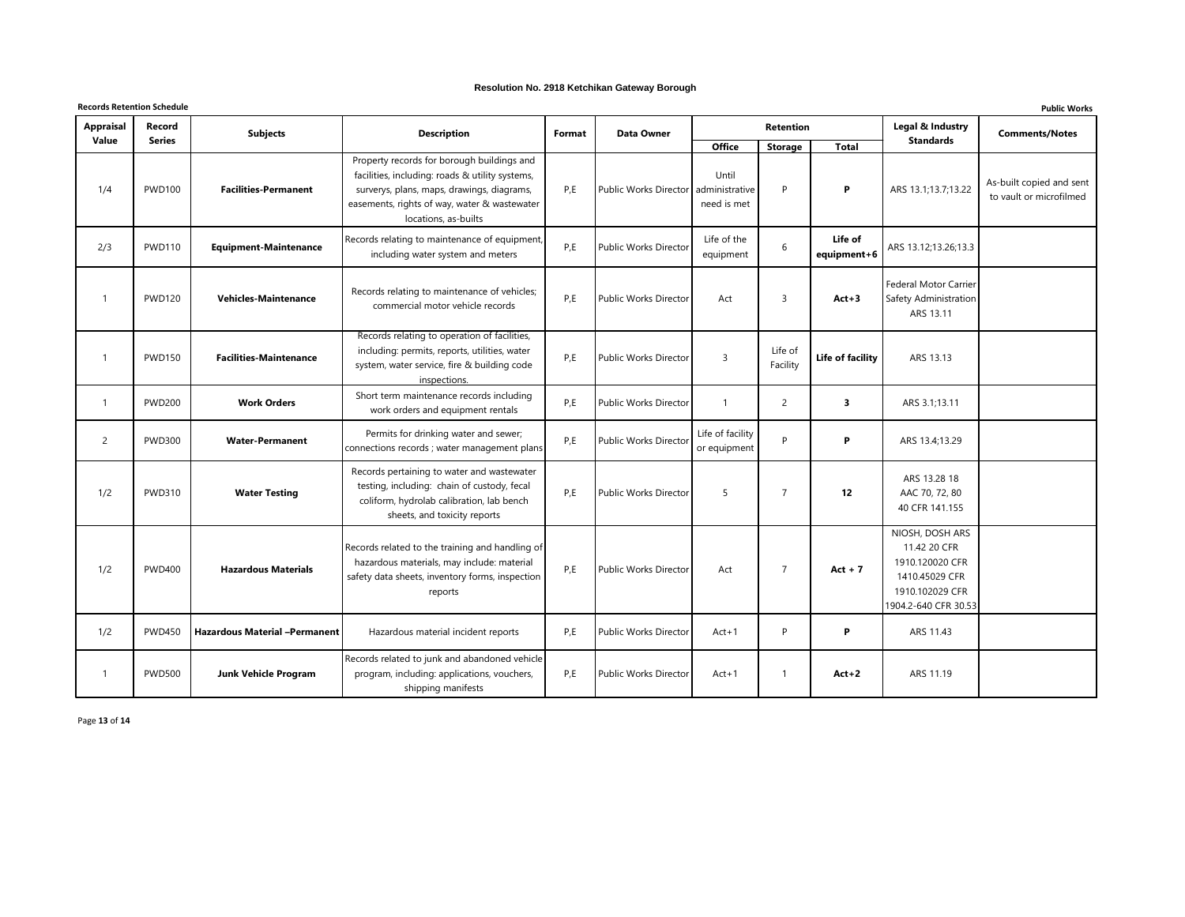**Resolution No. 2918 Ketchikan Gateway Borough**

**Records Retention Schedule** | **Public Works**

| Appraisal Value | Record Series | Subjects | Description | Format | Data Owner | Retention | | | Legal & Industry Standards | Comments/Notes |
|---|---|---|---|---|---|---|---|---|---|---|
| | | | | | | Office | Storage | Total | | |
| 1/4 | PWD100 | **Facilities-Permanent** | Property records for borough buildings and facilities, including: roads & utility systems, surverys, plans, maps, drawings, diagrams, easements, rights of way, water & wastewater locations, as-builts | P,E | Public Works Director | Until administrative need is met | P | **P** | ARS 13.1;13.7;13.22 | As-built copied and sent to vault or microfilmed |
| 2/3 | PWD110 | **Equipment-Maintenance** | Records relating to maintenance of equipment, including water system and meters | P,E | Public Works Director | Life of the equipment | 6 | **Life of equipment+6** | ARS 13.12;13.26;13.3 | |
| 1 | PWD120 | **Vehicles-Maintenance** | Records relating to maintenance of vehicles; commercial motor vehicle records | P,E | Public Works Director | Act | 3 | **Act+3** | Federal Motor Carrier Safety Administration ARS 13.11 | |
| 1 | PWD150 | **Facilities-Maintenance** | Records relating to operation of facilities, including: permits, reports, utilities, water system, water service, fire & building code inspections. | P,E | Public Works Director | 3 | Life of Facility | **Life of facility** | ARS 13.13 | |
| 1 | PWD200 | **Work Orders** | Short term maintenance records including work orders and equipment rentals | P,E | Public Works Director | 1 | 2 | **3** | ARS 3.1;13.11 | |
| 2 | PWD300 | **Water-Permanent** | Permits for drinking water and sewer; connections records ; water management plans | P,E | Public Works Director | Life of facility or equipment | P | **P** | ARS 13.4;13.29 | |
| 1/2 | PWD310 | **Water Testing** | Records pertaining to water and wastewater testing, including: chain of custody, fecal coliform, hydrolab calibration, lab bench sheets, and toxicity reports | P,E | Public Works Director | 5 | 7 | **12** | ARS 13.28 18 AAC 70, 72, 80 40 CFR 141.155 | |
| 1/2 | PWD400 | **Hazardous Materials** | Records related to the training and handling of hazardous materials, may include: material safety data sheets, inventory forms, inspection reports | P,E | Public Works Director | Act | 7 | **Act + 7** | NIOSH, DOSH ARS 11.42 20 CFR 1910.120020 CFR 1410.45029 CFR 1910.102029 CFR 1904.2-640 CFR 30.53 | |
| 1/2 | PWD450 | **Hazardous Material –Permanent** | Hazardous material incident reports | P,E | Public Works Director | Act+1 | P | **P** | ARS 11.43 | |
| 1 | PWD500 | **Junk Vehicle Program** | Records related to junk and abandoned vehicle program, including: applications, vouchers, shipping manifests | P,E | Public Works Director | Act+1 | 1 | **Act+2** | ARS 11.19 | |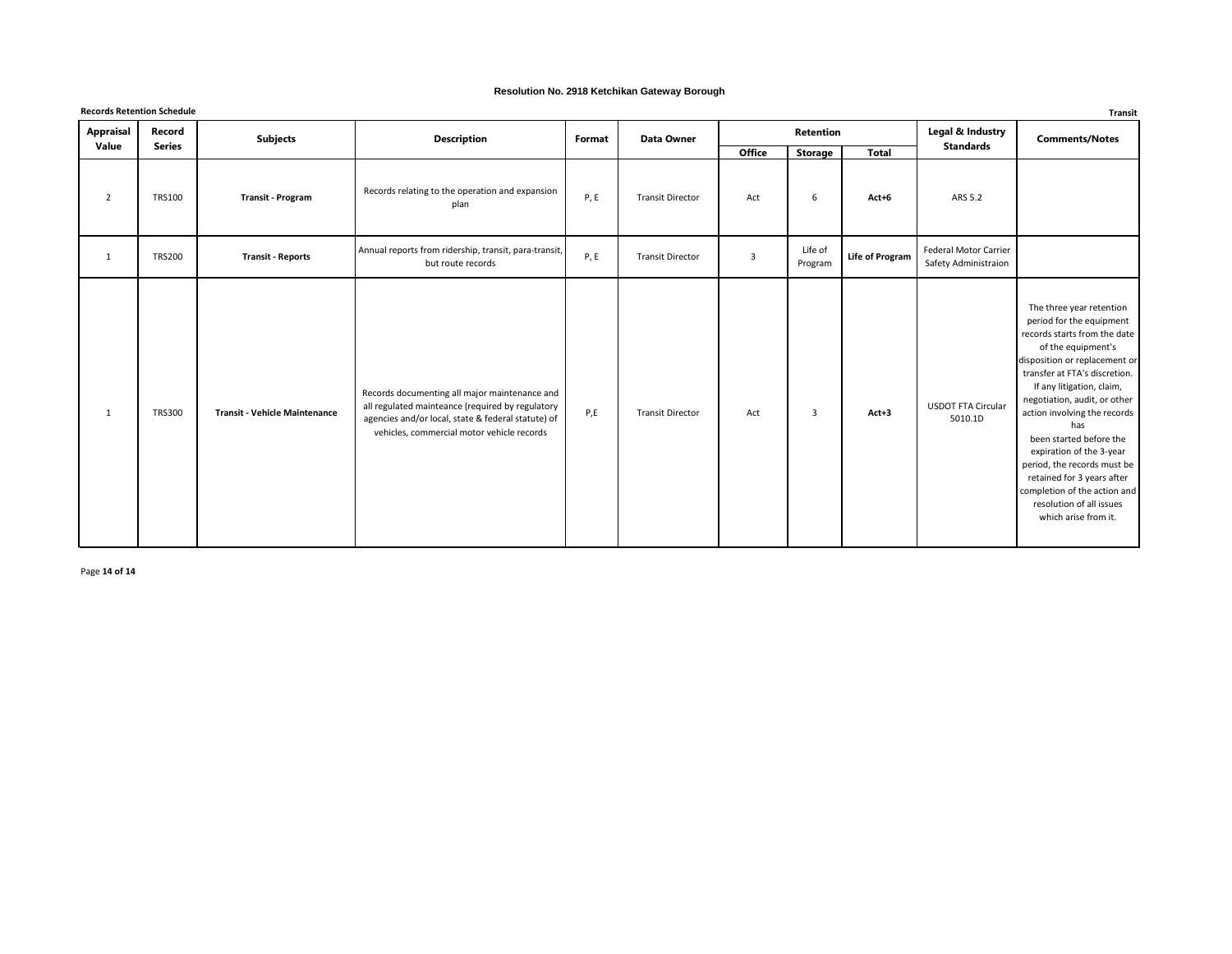**Resolution No. 2918 Ketchikan Gateway Borough**

**Records Retention Schedule** **Transit**

| Appraisal Value | Record Series | Subjects | Description | Format | Data Owner | Retention | | | Legal & Industry Standards | Comments/Notes |
|---|---|---|---|---|---|---|---|---|---|---|
| | | | | | | Office | Storage | Total | | |
| 2 | TRS100 | **Transit - Program** | Records relating to the operation and expansion plan | P, E | Transit Director | Act | 6 | **Act+6** | ARS 5.2 | |
| 1 | TRS200 | **Transit - Reports** | Annual reports from ridership, transit, para-transit, but route records | P, E | Transit Director | 3 | Life of Program | **Life of Program** | Federal Motor Carrier Safety Administraion | |
| 1 | TRS300 | **Transit - Vehicle Maintenance** | Records documenting all major maintenance and all regulated mainteance (required by regulatory agencies and/or local, state & federal statute) of vehicles, commercial motor vehicle records | P,E | Transit Director | Act | 3 | **Act+3** | USDOT FTA Circular 5010.1D | The three year retention period for the equipment records starts from the date of the equipment's disposition or replacement or transfer at FTA's discretion. If any litigation, claim, negotiation, audit, or other action involving the records has been started before the expiration of the 3-year period, the records must be retained for 3 years after completion of the action and resolution of all issues which arise from it. |